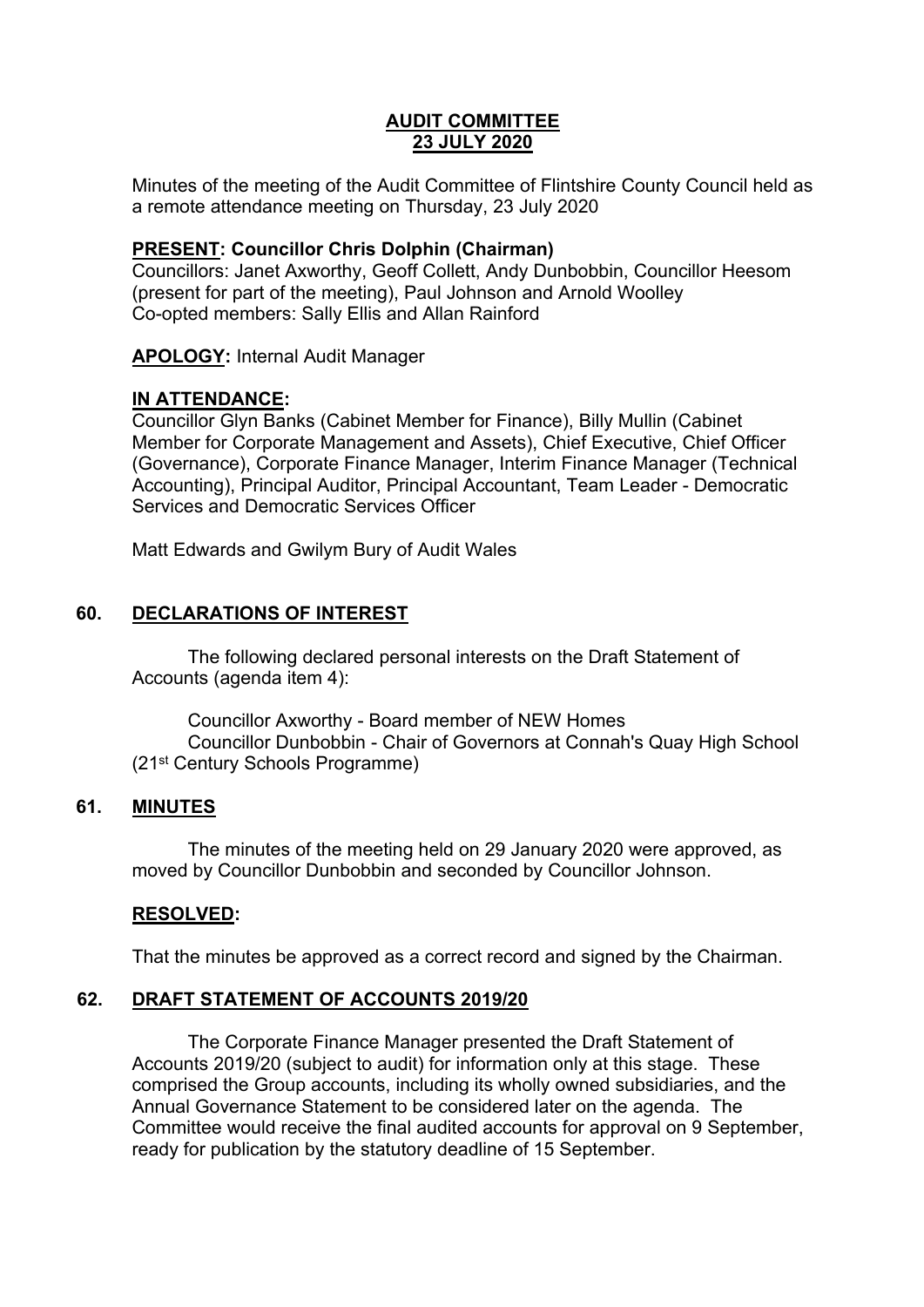# AUDIT COMMITTEE
## 23 JULY 2020

Minutes of the meeting of the Audit Committee of Flintshire County Council held as a remote attendance meeting on Thursday, 23 July 2020

**PRESENT: Councillor Chris Dolphin (Chairman)**
Councillors: Janet Axworthy, Geoff Collett, Andy Dunbobbin, Councillor Heesom (present for part of the meeting), Paul Johnson and Arnold Woolley
Co-opted members: Sally Ellis and Allan Rainford

**APOLOGY:** Internal Audit Manager

**IN ATTENDANCE:**
Councillor Glyn Banks (Cabinet Member for Finance), Billy Mullin (Cabinet Member for Corporate Management and Assets), Chief Executive, Chief Officer (Governance), Corporate Finance Manager, Interim Finance Manager (Technical Accounting), Principal Auditor, Principal Accountant, Team Leader - Democratic Services and Democratic Services Officer

Matt Edwards and Gwilym Bury of Audit Wales

## 60. DECLARATIONS OF INTEREST

The following declared personal interests on the Draft Statement of Accounts (agenda item 4):

Councillor Axworthy - Board member of NEW Homes
Councillor Dunbobbin - Chair of Governors at Connah's Quay High School (21st Century Schools Programme)

## 61. MINUTES

The minutes of the meeting held on 29 January 2020 were approved, as moved by Councillor Dunbobbin and seconded by Councillor Johnson.

**RESOLVED:**

That the minutes be approved as a correct record and signed by the Chairman.

## 62. DRAFT STATEMENT OF ACCOUNTS 2019/20

The Corporate Finance Manager presented the Draft Statement of Accounts 2019/20 (subject to audit) for information only at this stage. These comprised the Group accounts, including its wholly owned subsidiaries, and the Annual Governance Statement to be considered later on the agenda. The Committee would receive the final audited accounts for approval on 9 September, ready for publication by the statutory deadline of 15 September.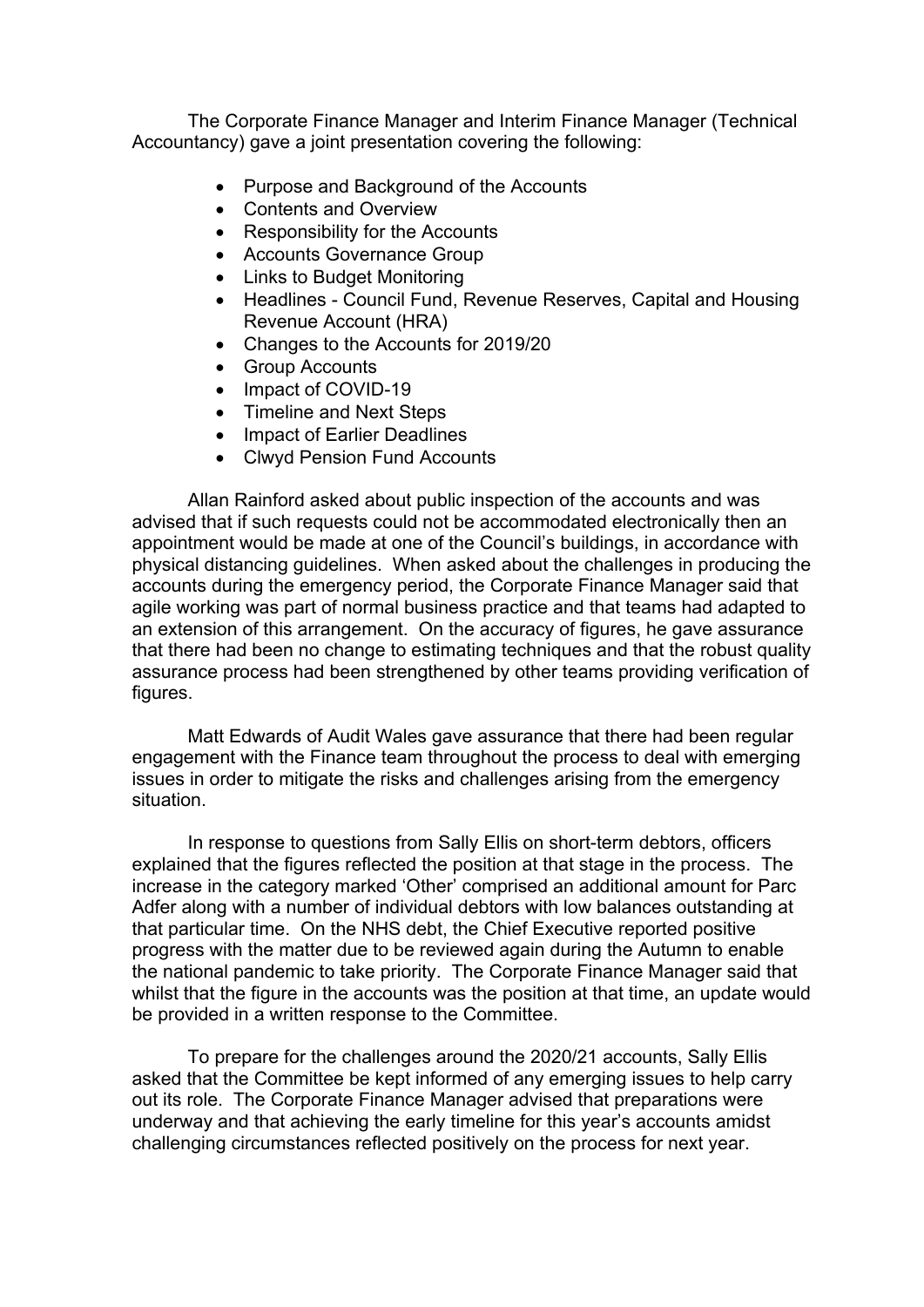The Corporate Finance Manager and Interim Finance Manager (Technical Accountancy) gave a joint presentation covering the following:

- Purpose and Background of the Accounts
- Contents and Overview
- Responsibility for the Accounts
- Accounts Governance Group
- Links to Budget Monitoring
- Headlines - Council Fund, Revenue Reserves, Capital and Housing Revenue Account (HRA)
- Changes to the Accounts for 2019/20
- Group Accounts
- Impact of COVID-19
- Timeline and Next Steps
- Impact of Earlier Deadlines
- Clwyd Pension Fund Accounts

Allan Rainford asked about public inspection of the accounts and was advised that if such requests could not be accommodated electronically then an appointment would be made at one of the Council's buildings, in accordance with physical distancing guidelines. When asked about the challenges in producing the accounts during the emergency period, the Corporate Finance Manager said that agile working was part of normal business practice and that teams had adapted to an extension of this arrangement. On the accuracy of figures, he gave assurance that there had been no change to estimating techniques and that the robust quality assurance process had been strengthened by other teams providing verification of figures.

Matt Edwards of Audit Wales gave assurance that there had been regular engagement with the Finance team throughout the process to deal with emerging issues in order to mitigate the risks and challenges arising from the emergency situation.

In response to questions from Sally Ellis on short-term debtors, officers explained that the figures reflected the position at that stage in the process. The increase in the category marked 'Other' comprised an additional amount for Parc Adfer along with a number of individual debtors with low balances outstanding at that particular time. On the NHS debt, the Chief Executive reported positive progress with the matter due to be reviewed again during the Autumn to enable the national pandemic to take priority. The Corporate Finance Manager said that whilst that the figure in the accounts was the position at that time, an update would be provided in a written response to the Committee.

To prepare for the challenges around the 2020/21 accounts, Sally Ellis asked that the Committee be kept informed of any emerging issues to help carry out its role. The Corporate Finance Manager advised that preparations were underway and that achieving the early timeline for this year's accounts amidst challenging circumstances reflected positively on the process for next year.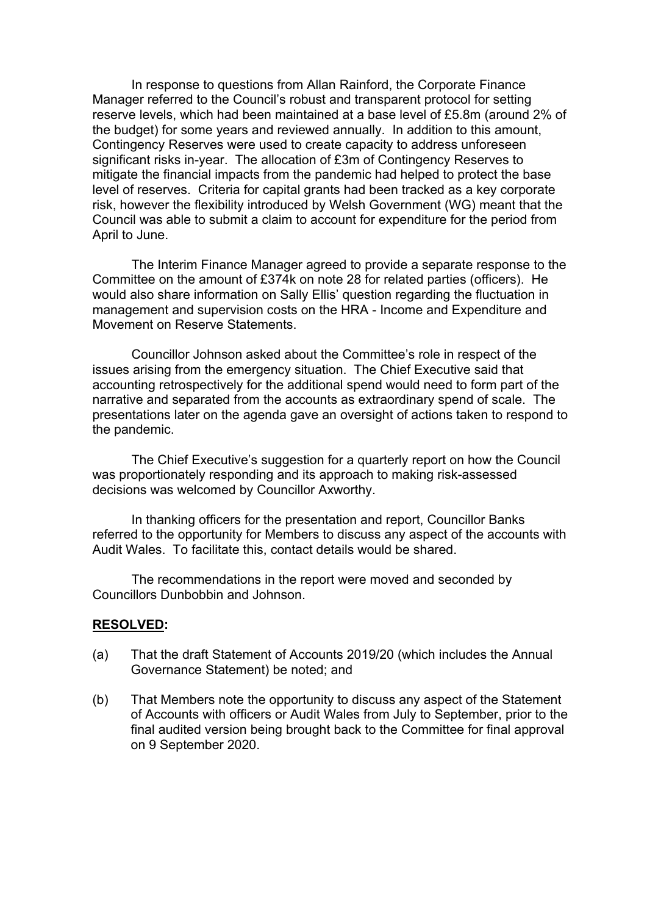In response to questions from Allan Rainford, the Corporate Finance Manager referred to the Council's robust and transparent protocol for setting reserve levels, which had been maintained at a base level of £5.8m (around 2% of the budget) for some years and reviewed annually. In addition to this amount, Contingency Reserves were used to create capacity to address unforeseen significant risks in-year. The allocation of £3m of Contingency Reserves to mitigate the financial impacts from the pandemic had helped to protect the base level of reserves. Criteria for capital grants had been tracked as a key corporate risk, however the flexibility introduced by Welsh Government (WG) meant that the Council was able to submit a claim to account for expenditure for the period from April to June.

The Interim Finance Manager agreed to provide a separate response to the Committee on the amount of £374k on note 28 for related parties (officers). He would also share information on Sally Ellis' question regarding the fluctuation in management and supervision costs on the HRA - Income and Expenditure and Movement on Reserve Statements.

Councillor Johnson asked about the Committee's role in respect of the issues arising from the emergency situation. The Chief Executive said that accounting retrospectively for the additional spend would need to form part of the narrative and separated from the accounts as extraordinary spend of scale. The presentations later on the agenda gave an oversight of actions taken to respond to the pandemic.

The Chief Executive's suggestion for a quarterly report on how the Council was proportionately responding and its approach to making risk-assessed decisions was welcomed by Councillor Axworthy.

In thanking officers for the presentation and report, Councillor Banks referred to the opportunity for Members to discuss any aspect of the accounts with Audit Wales. To facilitate this, contact details would be shared.

The recommendations in the report were moved and seconded by Councillors Dunbobbin and Johnson.

**RESOLVED:**

(a) That the draft Statement of Accounts 2019/20 (which includes the Annual Governance Statement) be noted; and

(b) That Members note the opportunity to discuss any aspect of the Statement of Accounts with officers or Audit Wales from July to September, prior to the final audited version being brought back to the Committee for final approval on 9 September 2020.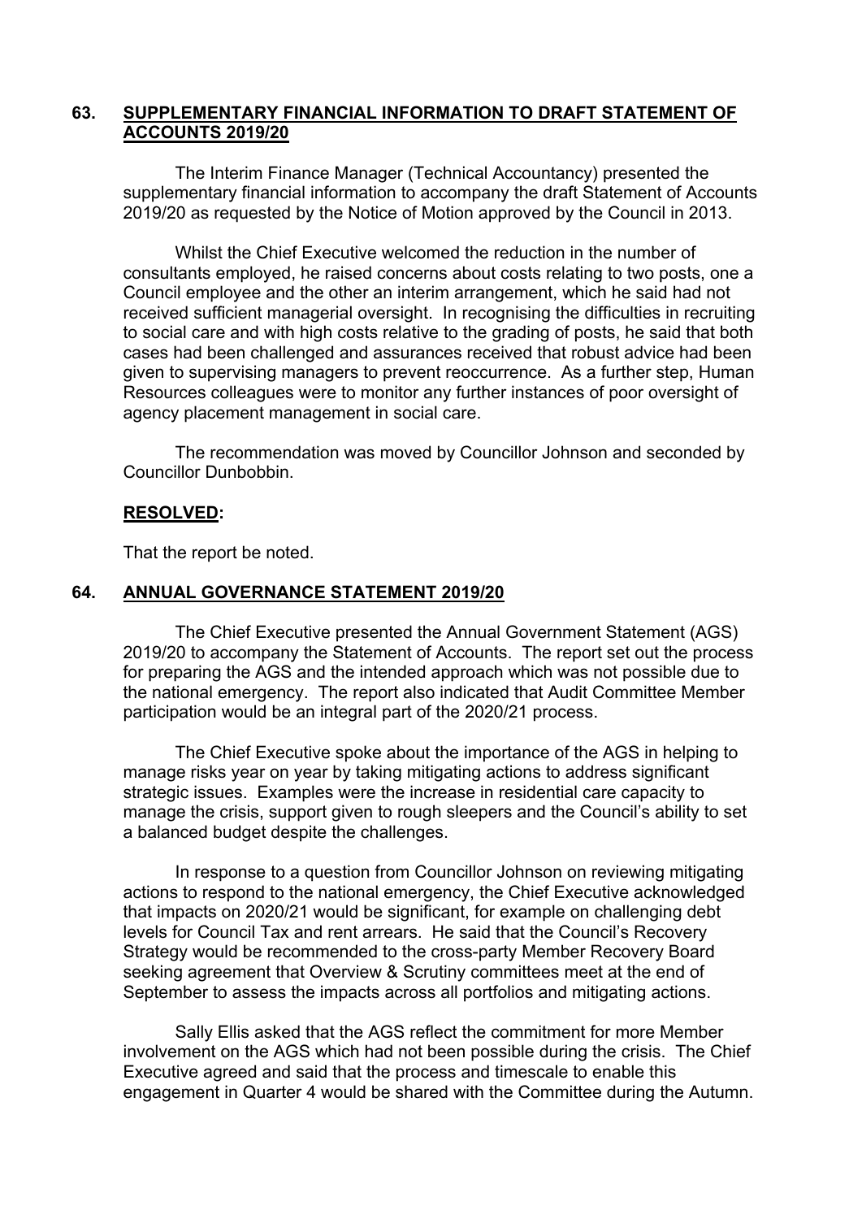## 63. SUPPLEMENTARY FINANCIAL INFORMATION TO DRAFT STATEMENT OF ACCOUNTS 2019/20

The Interim Finance Manager (Technical Accountancy) presented the supplementary financial information to accompany the draft Statement of Accounts 2019/20 as requested by the Notice of Motion approved by the Council in 2013.

Whilst the Chief Executive welcomed the reduction in the number of consultants employed, he raised concerns about costs relating to two posts, one a Council employee and the other an interim arrangement, which he said had not received sufficient managerial oversight. In recognising the difficulties in recruiting to social care and with high costs relative to the grading of posts, he said that both cases had been challenged and assurances received that robust advice had been given to supervising managers to prevent reoccurrence. As a further step, Human Resources colleagues were to monitor any further instances of poor oversight of agency placement management in social care.

The recommendation was moved by Councillor Johnson and seconded by Councillor Dunbobbin.

**RESOLVED:**

That the report be noted.

## 64. ANNUAL GOVERNANCE STATEMENT 2019/20

The Chief Executive presented the Annual Government Statement (AGS) 2019/20 to accompany the Statement of Accounts. The report set out the process for preparing the AGS and the intended approach which was not possible due to the national emergency. The report also indicated that Audit Committee Member participation would be an integral part of the 2020/21 process.

The Chief Executive spoke about the importance of the AGS in helping to manage risks year on year by taking mitigating actions to address significant strategic issues. Examples were the increase in residential care capacity to manage the crisis, support given to rough sleepers and the Council's ability to set a balanced budget despite the challenges.

In response to a question from Councillor Johnson on reviewing mitigating actions to respond to the national emergency, the Chief Executive acknowledged that impacts on 2020/21 would be significant, for example on challenging debt levels for Council Tax and rent arrears. He said that the Council's Recovery Strategy would be recommended to the cross-party Member Recovery Board seeking agreement that Overview & Scrutiny committees meet at the end of September to assess the impacts across all portfolios and mitigating actions.

Sally Ellis asked that the AGS reflect the commitment for more Member involvement on the AGS which had not been possible during the crisis. The Chief Executive agreed and said that the process and timescale to enable this engagement in Quarter 4 would be shared with the Committee during the Autumn.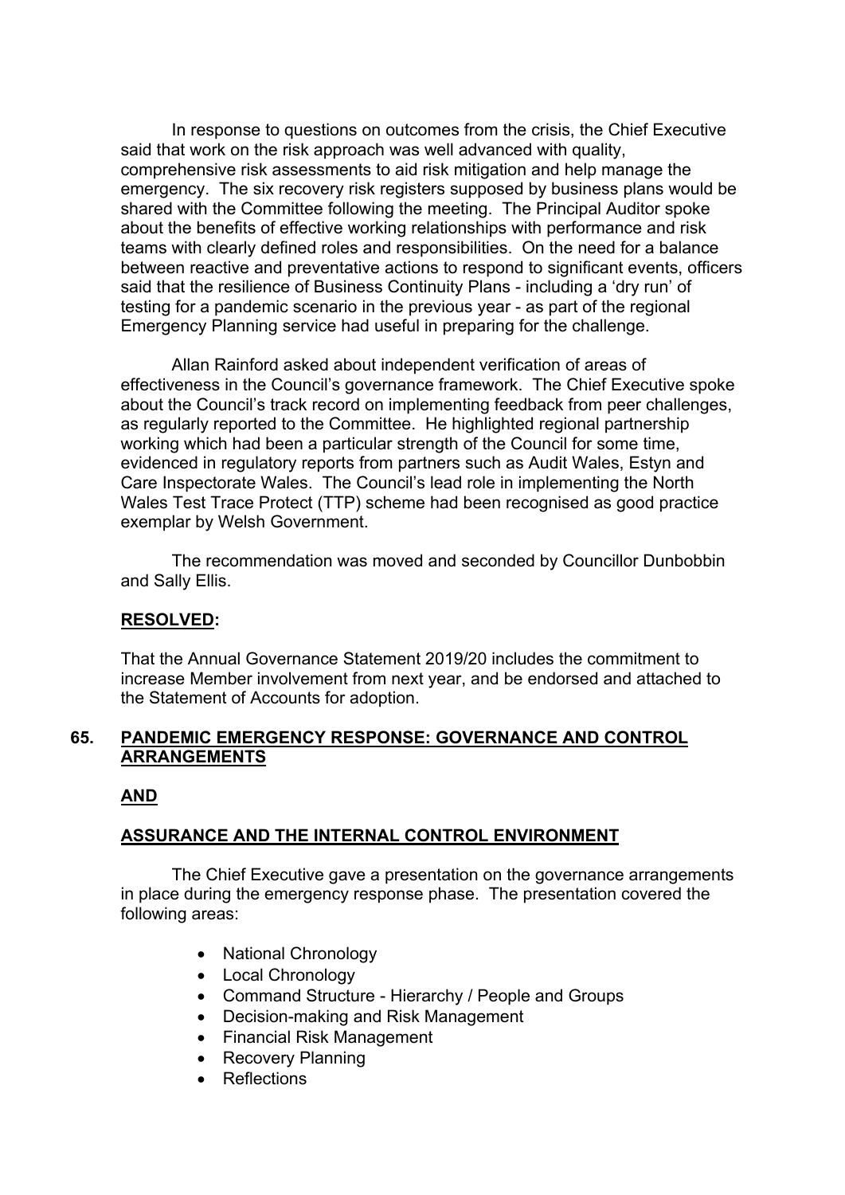In response to questions on outcomes from the crisis, the Chief Executive said that work on the risk approach was well advanced with quality, comprehensive risk assessments to aid risk mitigation and help manage the emergency. The six recovery risk registers supposed by business plans would be shared with the Committee following the meeting. The Principal Auditor spoke about the benefits of effective working relationships with performance and risk teams with clearly defined roles and responsibilities. On the need for a balance between reactive and preventative actions to respond to significant events, officers said that the resilience of Business Continuity Plans - including a 'dry run' of testing for a pandemic scenario in the previous year - as part of the regional Emergency Planning service had useful in preparing for the challenge.

Allan Rainford asked about independent verification of areas of effectiveness in the Council's governance framework. The Chief Executive spoke about the Council's track record on implementing feedback from peer challenges, as regularly reported to the Committee. He highlighted regional partnership working which had been a particular strength of the Council for some time, evidenced in regulatory reports from partners such as Audit Wales, Estyn and Care Inspectorate Wales. The Council's lead role in implementing the North Wales Test Trace Protect (TTP) scheme had been recognised as good practice exemplar by Welsh Government.

The recommendation was moved and seconded by Councillor Dunbobbin and Sally Ellis.

**RESOLVED:**

That the Annual Governance Statement 2019/20 includes the commitment to increase Member involvement from next year, and be endorsed and attached to the Statement of Accounts for adoption.

## 65. PANDEMIC EMERGENCY RESPONSE: GOVERNANCE AND CONTROL ARRANGEMENTS

**AND**

**ASSURANCE AND THE INTERNAL CONTROL ENVIRONMENT**

The Chief Executive gave a presentation on the governance arrangements in place during the emergency response phase. The presentation covered the following areas:

- National Chronology
- Local Chronology
- Command Structure - Hierarchy / People and Groups
- Decision-making and Risk Management
- Financial Risk Management
- Recovery Planning
- Reflections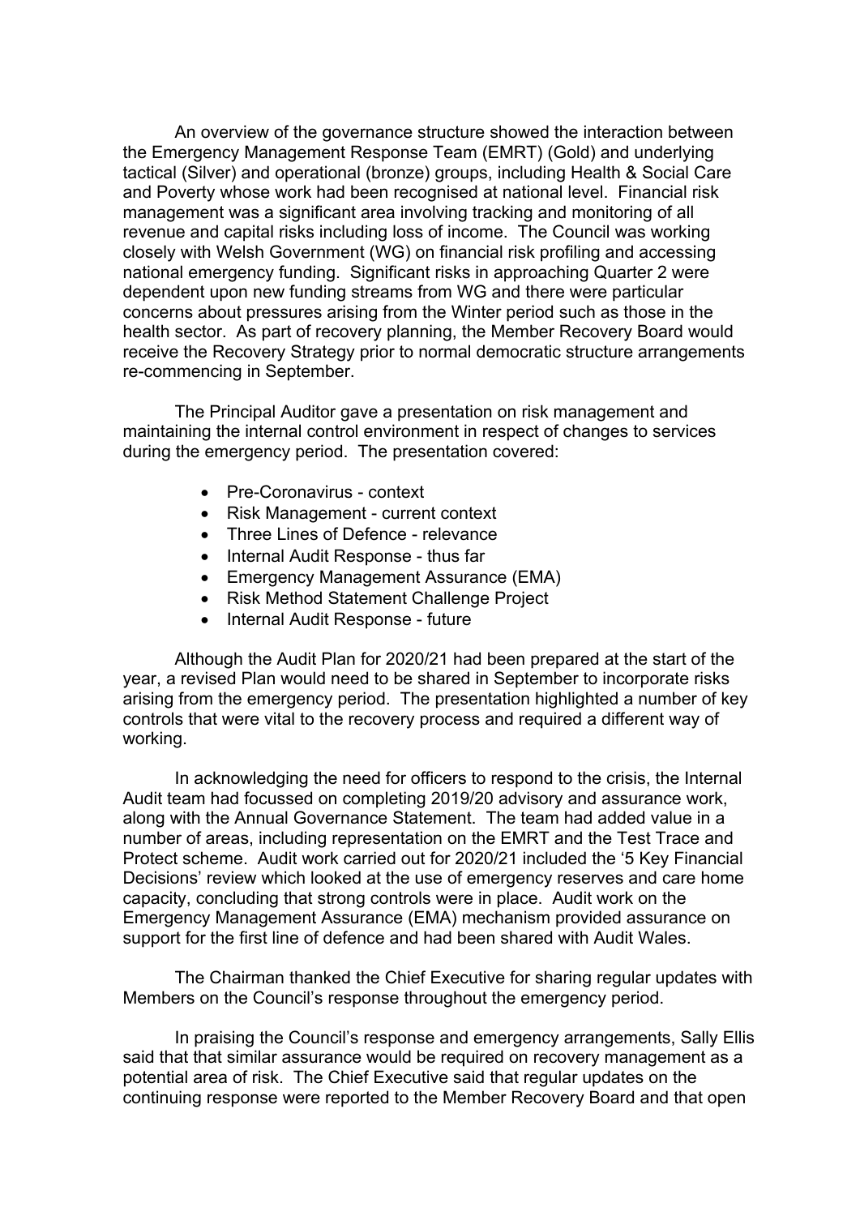An overview of the governance structure showed the interaction between the Emergency Management Response Team (EMRT) (Gold) and underlying tactical (Silver) and operational (bronze) groups, including Health & Social Care and Poverty whose work had been recognised at national level. Financial risk management was a significant area involving tracking and monitoring of all revenue and capital risks including loss of income. The Council was working closely with Welsh Government (WG) on financial risk profiling and accessing national emergency funding. Significant risks in approaching Quarter 2 were dependent upon new funding streams from WG and there were particular concerns about pressures arising from the Winter period such as those in the health sector. As part of recovery planning, the Member Recovery Board would receive the Recovery Strategy prior to normal democratic structure arrangements re-commencing in September.

The Principal Auditor gave a presentation on risk management and maintaining the internal control environment in respect of changes to services during the emergency period. The presentation covered:

- Pre-Coronavirus - context
- Risk Management - current context
- Three Lines of Defence - relevance
- Internal Audit Response - thus far
- Emergency Management Assurance (EMA)
- Risk Method Statement Challenge Project
- Internal Audit Response - future

Although the Audit Plan for 2020/21 had been prepared at the start of the year, a revised Plan would need to be shared in September to incorporate risks arising from the emergency period. The presentation highlighted a number of key controls that were vital to the recovery process and required a different way of working.

In acknowledging the need for officers to respond to the crisis, the Internal Audit team had focussed on completing 2019/20 advisory and assurance work, along with the Annual Governance Statement. The team had added value in a number of areas, including representation on the EMRT and the Test Trace and Protect scheme. Audit work carried out for 2020/21 included the '5 Key Financial Decisions' review which looked at the use of emergency reserves and care home capacity, concluding that strong controls were in place. Audit work on the Emergency Management Assurance (EMA) mechanism provided assurance on support for the first line of defence and had been shared with Audit Wales.

The Chairman thanked the Chief Executive for sharing regular updates with Members on the Council's response throughout the emergency period.

In praising the Council's response and emergency arrangements, Sally Ellis said that that similar assurance would be required on recovery management as a potential area of risk. The Chief Executive said that regular updates on the continuing response were reported to the Member Recovery Board and that open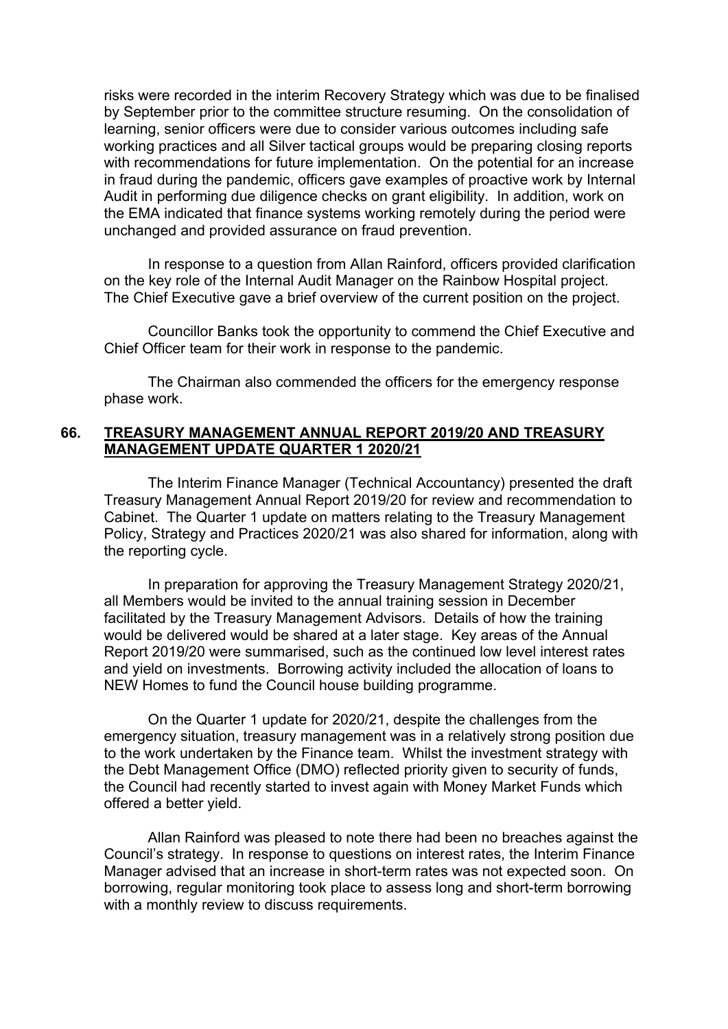risks were recorded in the interim Recovery Strategy which was due to be finalised by September prior to the committee structure resuming. On the consolidation of learning, senior officers were due to consider various outcomes including safe working practices and all Silver tactical groups would be preparing closing reports with recommendations for future implementation. On the potential for an increase in fraud during the pandemic, officers gave examples of proactive work by Internal Audit in performing due diligence checks on grant eligibility. In addition, work on the EMA indicated that finance systems working remotely during the period were unchanged and provided assurance on fraud prevention.

In response to a question from Allan Rainford, officers provided clarification on the key role of the Internal Audit Manager on the Rainbow Hospital project. The Chief Executive gave a brief overview of the current position on the project.

Councillor Banks took the opportunity to commend the Chief Executive and Chief Officer team for their work in response to the pandemic.

The Chairman also commended the officers for the emergency response phase work.

## 66. TREASURY MANAGEMENT ANNUAL REPORT 2019/20 AND TREASURY MANAGEMENT UPDATE QUARTER 1 2020/21

The Interim Finance Manager (Technical Accountancy) presented the draft Treasury Management Annual Report 2019/20 for review and recommendation to Cabinet. The Quarter 1 update on matters relating to the Treasury Management Policy, Strategy and Practices 2020/21 was also shared for information, along with the reporting cycle.

In preparation for approving the Treasury Management Strategy 2020/21, all Members would be invited to the annual training session in December facilitated by the Treasury Management Advisors. Details of how the training would be delivered would be shared at a later stage. Key areas of the Annual Report 2019/20 were summarised, such as the continued low level interest rates and yield on investments. Borrowing activity included the allocation of loans to NEW Homes to fund the Council house building programme.

On the Quarter 1 update for 2020/21, despite the challenges from the emergency situation, treasury management was in a relatively strong position due to the work undertaken by the Finance team. Whilst the investment strategy with the Debt Management Office (DMO) reflected priority given to security of funds, the Council had recently started to invest again with Money Market Funds which offered a better yield.

Allan Rainford was pleased to note there had been no breaches against the Council's strategy. In response to questions on interest rates, the Interim Finance Manager advised that an increase in short-term rates was not expected soon. On borrowing, regular monitoring took place to assess long and short-term borrowing with a monthly review to discuss requirements.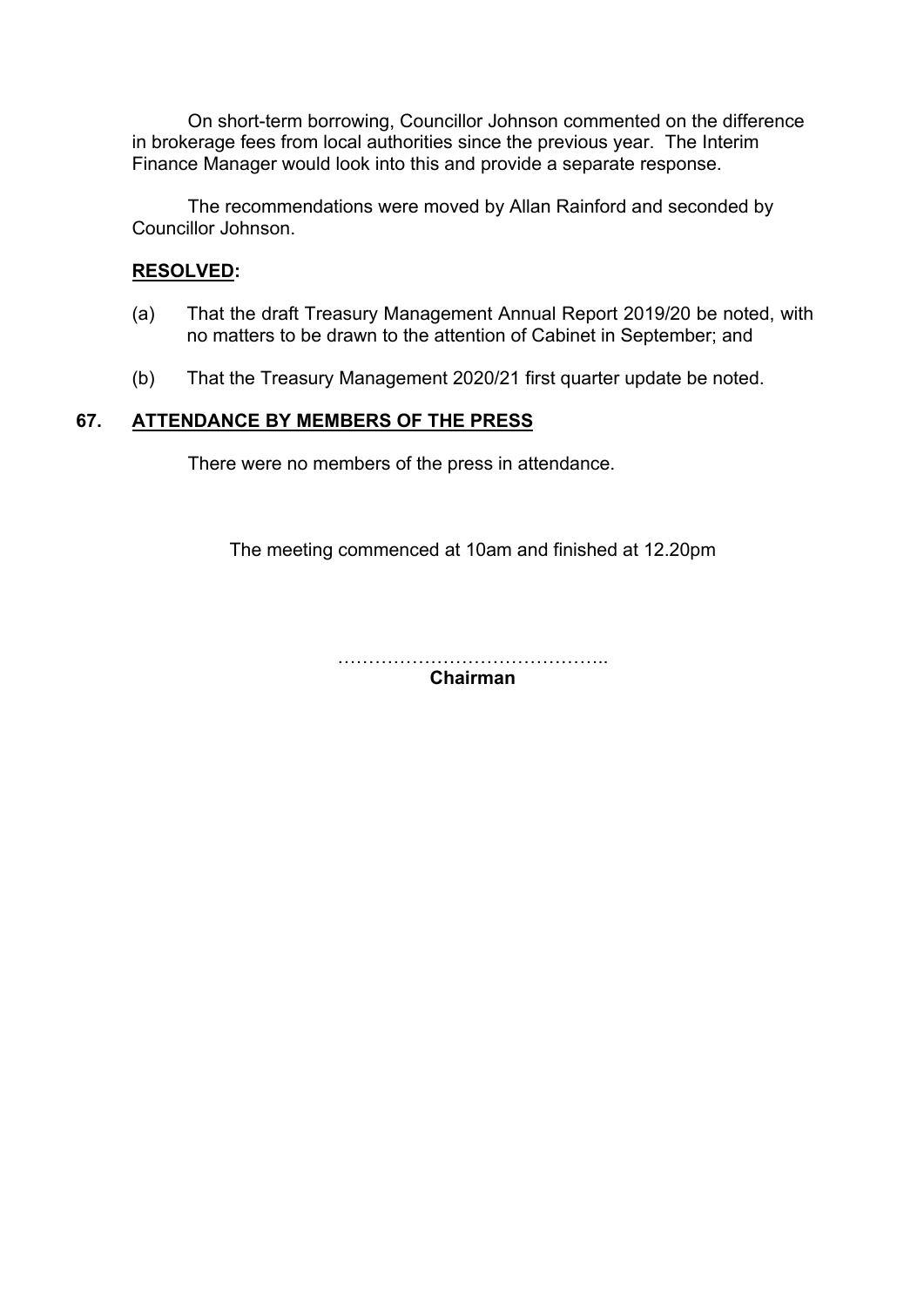On short-term borrowing, Councillor Johnson commented on the difference in brokerage fees from local authorities since the previous year. The Interim Finance Manager would look into this and provide a separate response.

The recommendations were moved by Allan Rainford and seconded by Councillor Johnson.

**RESOLVED:**

(a) That the draft Treasury Management Annual Report 2019/20 be noted, with no matters to be drawn to the attention of Cabinet in September; and

(b) That the Treasury Management 2020/21 first quarter update be noted.

## 67. ATTENDANCE BY MEMBERS OF THE PRESS

There were no members of the press in attendance.

The meeting commenced at 10am and finished at 12.20pm

……………………………………..
**Chairman**